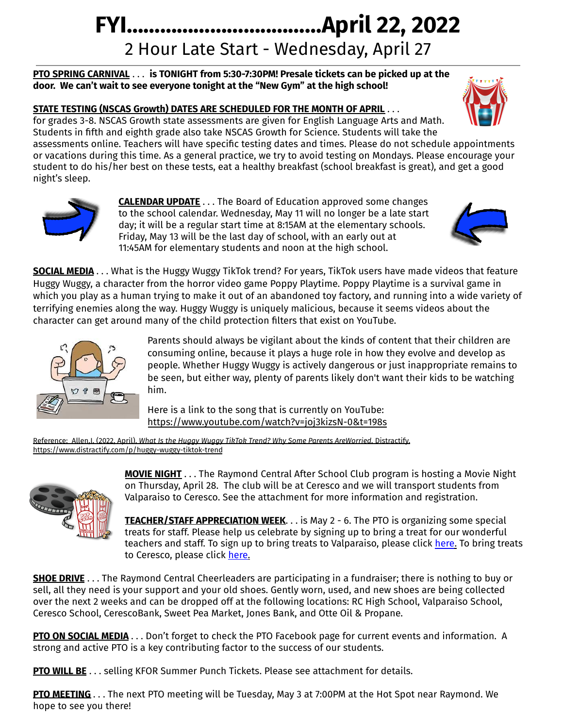# FYI..................................April 22, 2022

## 2 Hour Late Start - Wednesday, April 27

**PTO SPRING CARNIVAL** . . . **is TONIGHT from 5:30-7:30PM! Presale tickets can be picked up at the door. We can't wait to see everyone tonight at the "New Gym" at the high school!**

**STATE TESTING (NSCAS Growth) DATES ARE SCHEDULED FOR THE MONTH OF APRIL** . . . for grades 3-8. NSCAS Growth state assessments are given for English Language Arts and Math. Students in fifth and eighth grade also take NSCAS Growth for Science. Students will take the assessments online. Teachers will have specific testing dates and times. Please do not schedule appointments or vacations during this time. As a general practice, we try to avoid testing on Mondays. Please encourage your student to do his/her best on these tests, eat a healthy breakfast (school breakfast is great), and get a good night's sleep.

**CALENDAR UPDATE** . . . The Board of Education approved some changes to the school calendar. Wednesday, May 11 will no longer be a late start day; it will be a regular start time at 8:15AM at the elementary schools. Friday, May 13 will be the last day of school, with an early out at 11:45AM for elementary students and noon at the high school.

**SOCIAL MEDIA** . . . What is the Huggy Wuggy TikTok trend? For years, TikTok users have made videos that feature Huggy Wuggy, a character from the horror video game Poppy Playtime. Poppy Playtime is a survival game in which you play as a human trying to make it out of an abandoned toy factory, and running into a wide variety of terrifying enemies along the way. Huggy Wuggy is uniquely malicious, because it seems videos about the character can get around many of the child protection filters that exist on YouTube.

Parents should always be vigilant about the kinds of content that their children are consuming online, because it plays a huge role in how they evolve and develop as people. Whether Huggy Wuggy is actively dangerous or just inappropriate remains to be seen, but either way, plenty of parents likely don't want their kids to be watching him.

Here is a link to the song that is currently on YouTube: https://www.youtube.com/watch?v=joj3kizsN-0&t=198s

Reference: Allen,J. (2022, April). *What Is the Huggy Wuggy TikTok Trend? Why Some Parents AreWorried.* Distractify. https://www.distractify.com/p/huggy-wuggy-tiktok-trend

**MOVIE NIGHT** . . . The Raymond Central After School Club program is hosting a Movie Night on Thursday, April 28. The club will be at Ceresco and we will transport students from Valparaiso to Ceresco. See the attachment for more information and registration.

**TEACHER/STAFF APPRECIATION WEEK**. . . is May 2 - 6. The PTO is organizing some special treats for staff. Please help us celebrate by signing up to bring a treat for our wonderful teachers and staff. To sign up to bring treats to Valparaiso, please click here. To bring treats to Ceresco, please click here.

**SHOE DRIVE** . . . The Raymond Central Cheerleaders are participating in a fundraiser; there is nothing to buy or sell, all they need is your support and your old shoes. Gently worn, used, and new shoes are being collected over the next 2 weeks and can be dropped off at the following locations: RC High School, Valparaiso School, Ceresco School, CerescoBank, Sweet Pea Market, Jones Bank, and Otte Oil & Propane.

**PTO ON SOCIAL MEDIA** . . . Don't forget to check the PTO Facebook page for current events and information. A strong and active PTO is a key contributing factor to the success of our students.

**PTO WILL BE** . . . selling KFOR Summer Punch Tickets. Please see attachment for details.

**PTO MEETING** . . . The next PTO meeting will be Tuesday, May 3 at 7:00PM at the Hot Spot near Raymond. We hope to see you there!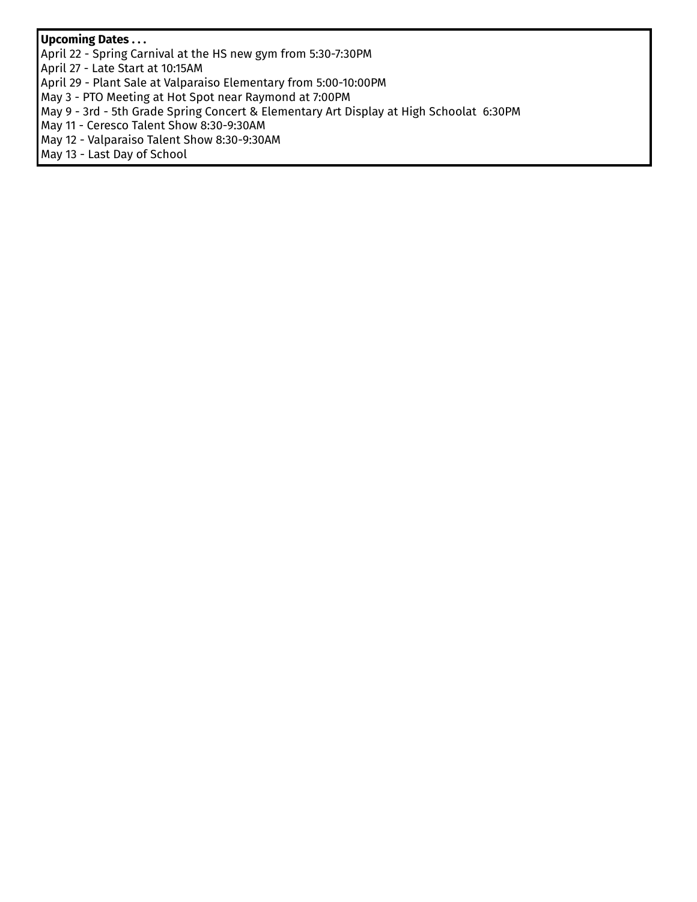**Upcoming Dates . . .**

April 22 - Spring Carnival at the HS new gym from 5:30-7:30PM
April 27 - Late Start at 10:15AM
April 29 - Plant Sale at Valparaiso Elementary from 5:00-10:00PM
May 3 - PTO Meeting at Hot Spot near Raymond at 7:00PM
May 9 - 3rd - 5th Grade Spring Concert & Elementary Art Display at High Schoolat 6:30PM
May 11 - Ceresco Talent Show 8:30-9:30AM
May 12 - Valparaiso Talent Show 8:30-9:30AM
May 13 - Last Day of School